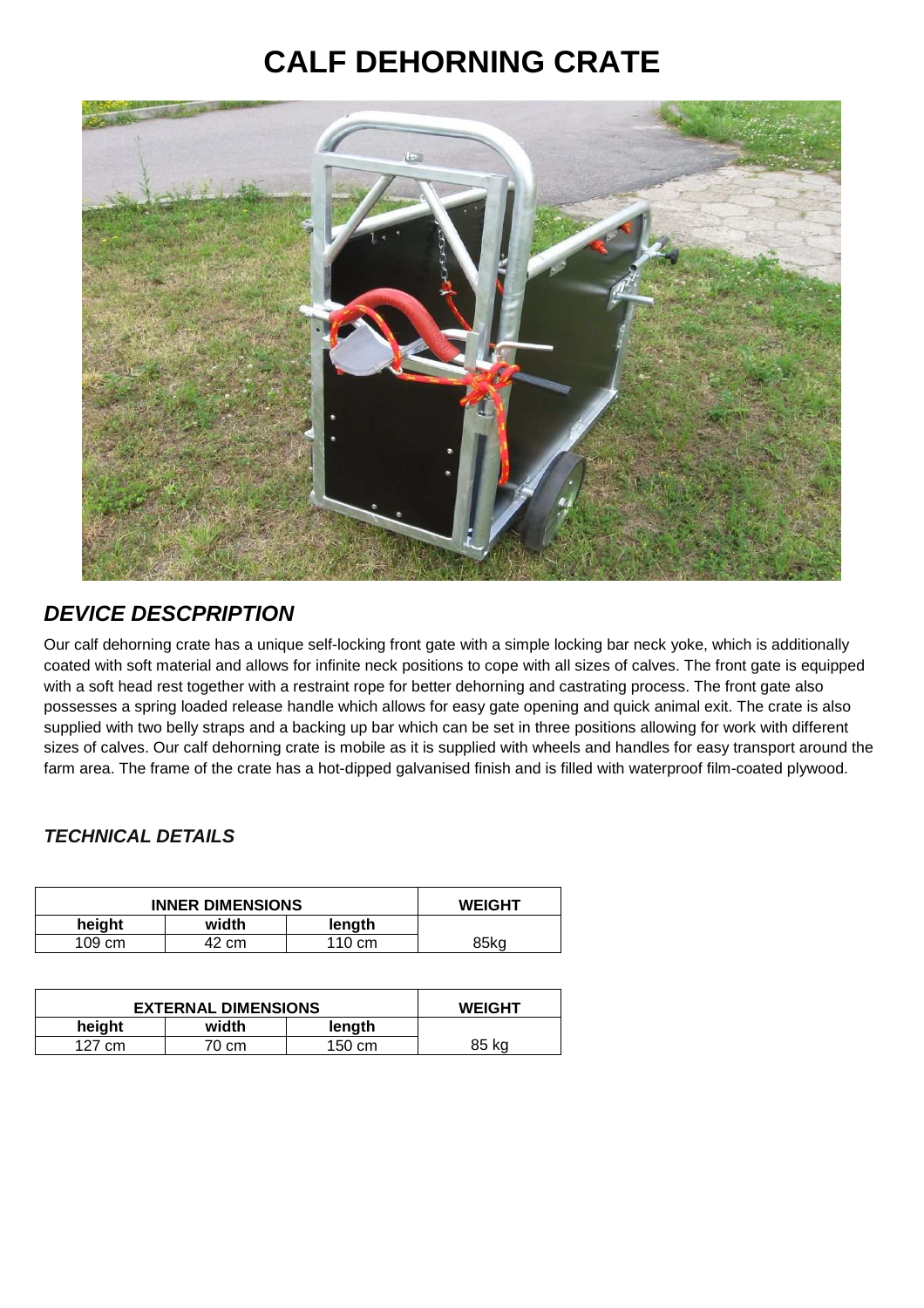# CALF DEHORNING CRATE

## *DEVICE DESCPRIPTION*

Our calf dehorning crate has a unique self-locking front gate with a simple locking bar neck yoke, which is additionally coated with soft material and allows for infinite neck positions to cope with all sizes of calves. The front gate is equipped with a soft head rest together with a restraint rope for better dehorning and castrating process. The front gate also possesses a spring loaded release handle which allows for easy gate opening and quick animal exit. The crate is also supplied with two belly straps and a backing up bar which can be set in three positions allowing for work with different sizes of calves. Our calf dehorning crate is mobile as it is supplied with wheels and handles for easy transport around the farm area. The frame of the crate has a hot-dipped galvanised finish and is filled with waterproof film-coated plywood.

### *TECHNICAL DETAILS*

| **INNER DIMENSIONS** | | | **WEIGHT** |
|---|---|---|---|
| **height** | **width** | **length** | |
| 109 cm | 42 cm | 110 cm | 85kg |

| **EXTERNAL DIMENSIONS** | | | **WEIGHT** |
|---|---|---|---|
| **height** | **width** | **length** | |
| 127 cm | 70 cm | 150 cm | 85 kg |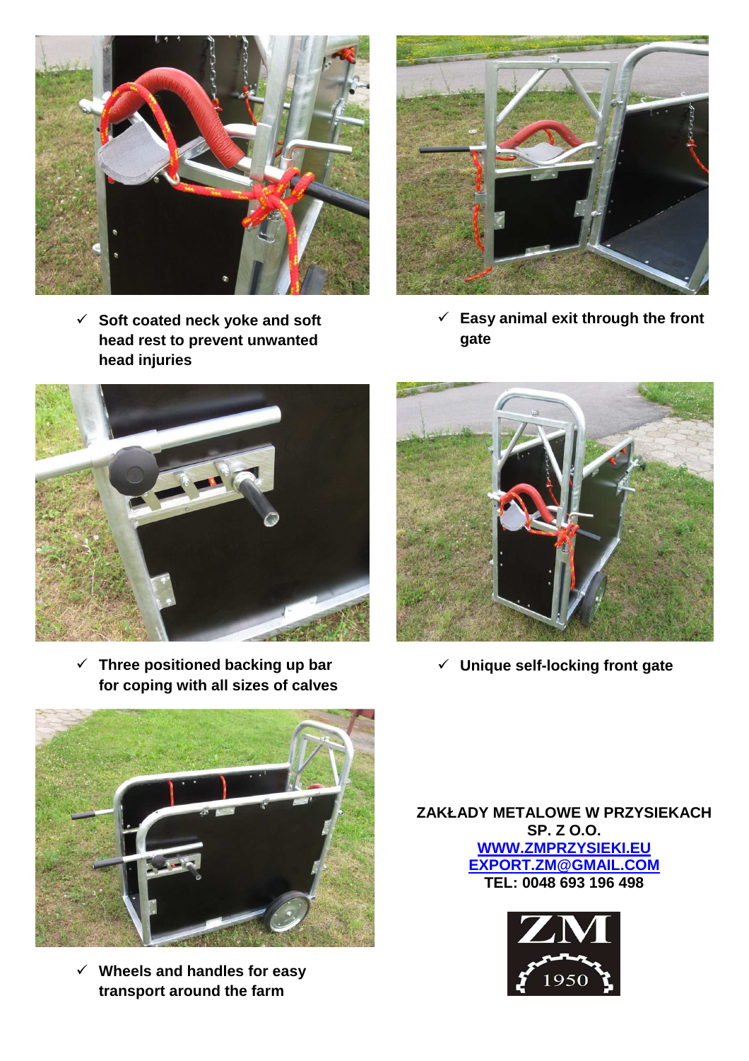- ✓ **Soft coated neck yoke and soft head rest to prevent unwanted head injuries**

- ✓ **Easy animal exit through the front gate**

- ✓ **Three positioned backing up bar for coping with all sizes of calves**

- ✓ **Unique self-locking front gate**

- ✓ **Wheels and handles for easy transport around the farm**

**ZAKŁADY METALOWE W PRZYSIEKACH SP. Z O.O.**
**WWW.ZMPRZYSIEKI.EU**
**EXPORT.ZM@GMAIL.COM**
**TEL: 0048 693 196 498**

ZM 1950